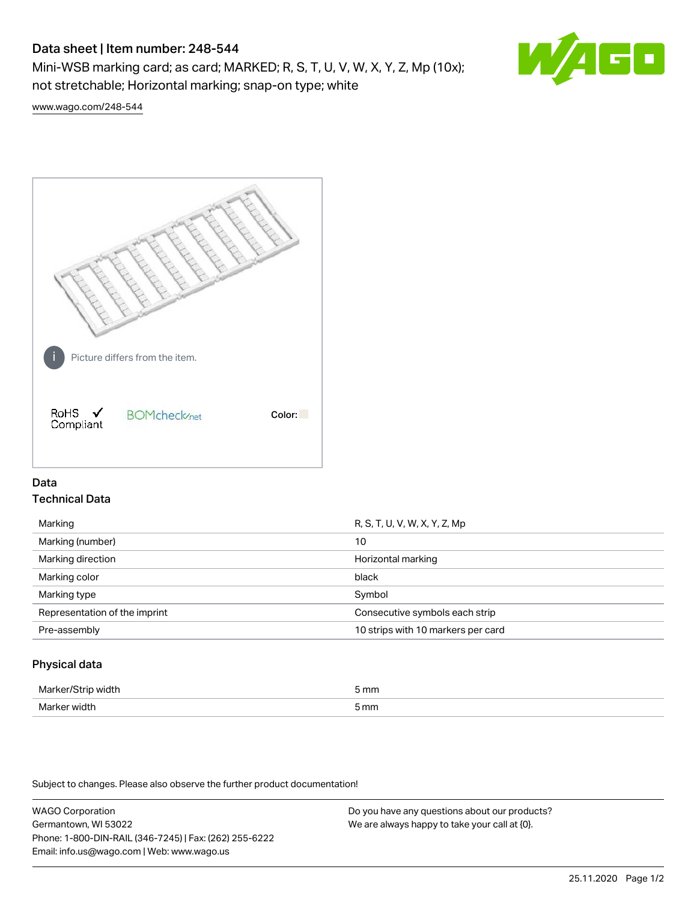# Data sheet | Item number: 248-544

Mini-WSB marking card; as card; MARKED; R, S, T, U, V, W, X, Y, Z, Mp (10x); not stretchable; Horizontal marking; snap-on type; white

www.wago.com/248-544

Picture differs from the item.

RoHS Compliant

BOMcheck.net

Color:

## Data

### Technical Data

| | |
|---|---|
| Marking | R, S, T, U, V, W, X, Y, Z, Mp |
| Marking (number) | 10 |
| Marking direction | Horizontal marking |
| Marking color | black |
| Marking type | Symbol |
| Representation of the imprint | Consecutive symbols each strip |
| Pre-assembly | 10 strips with 10 markers per card |

### Physical data

| | |
|---|---|
| Marker/Strip width | 5 mm |
| Marker width | 5 mm |

Subject to changes. Please also observe the further product documentation!

WAGO Corporation
Germantown, WI 53022
Phone: 1-800-DIN-RAIL (346-7245) | Fax: (262) 255-6222
Email: info.us@wago.com | Web: www.wago.us

Do you have any questions about our products?
We are always happy to take your call at {0}.

25.11.2020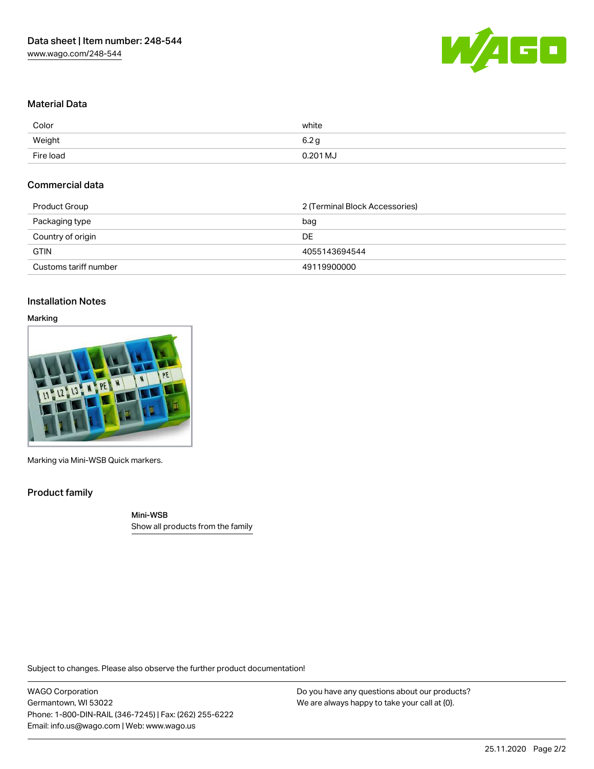Data sheet | Item number: 248-544
www.wago.com/248-544

## Material Data

| | |
|---|---|
| Color | white |
| Weight | 6.2 g |
| Fire load | 0.201 MJ |

## Commercial data

| | |
|---|---|
| Product Group | 2 (Terminal Block Accessories) |
| Packaging type | bag |
| Country of origin | DE |
| GTIN | 4055143694544 |
| Customs tariff number | 49119900000 |

## Installation Notes

### Marking

Marking via Mini-WSB Quick markers.

## Product family

Mini-WSB
Show all products from the family

Subject to changes. Please also observe the further product documentation!

WAGO Corporation
Germantown, WI 53022
Phone: 1-800-DIN-RAIL (346-7245) | Fax: (262) 255-6222
Email: info.us@wago.com | Web: www.wago.us

Do you have any questions about our products?
We are always happy to take your call at {0}.

25.11.2020